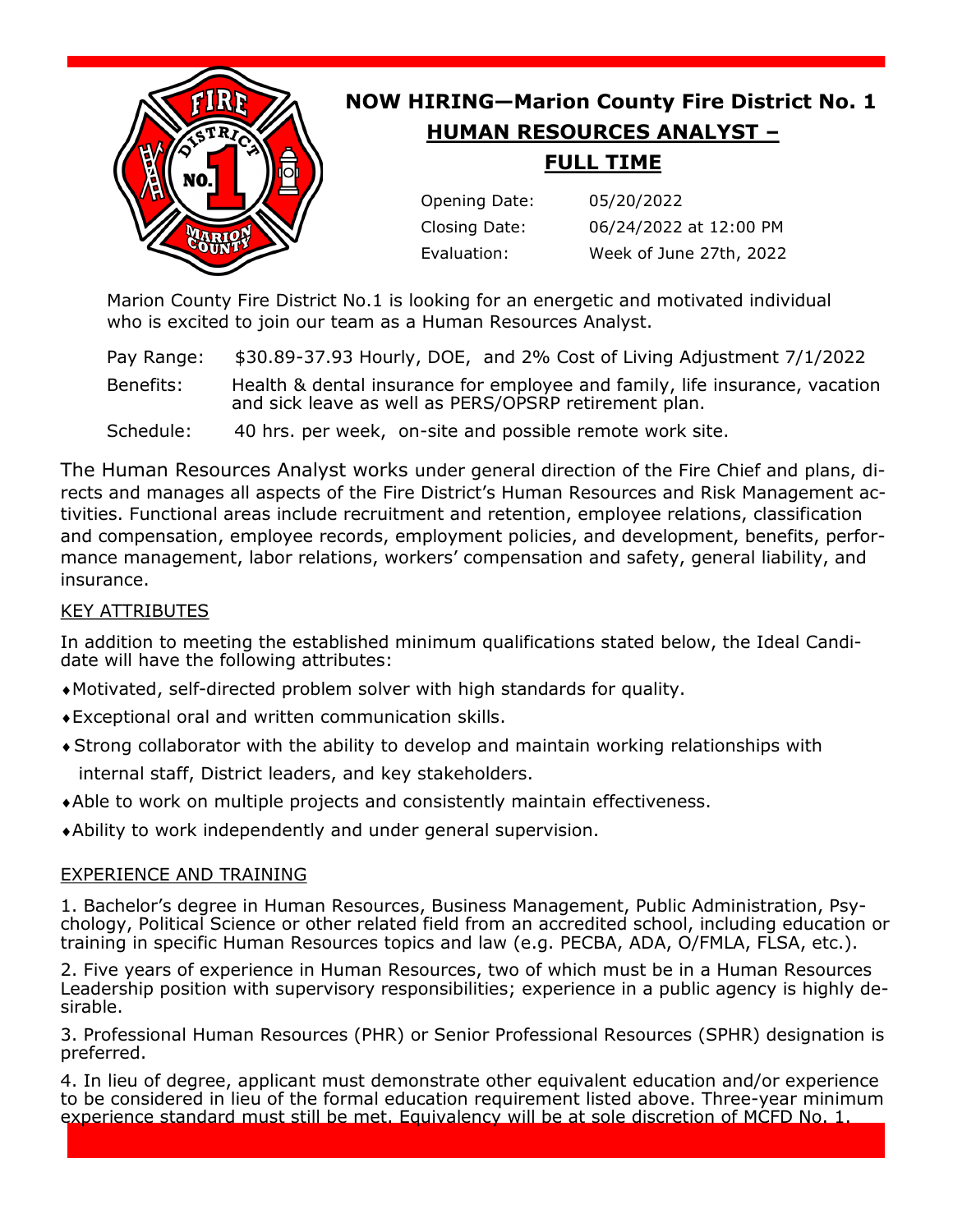# NOW HIRING—Marion County Fire District No. 1

## HUMAN RESOURCES ANALYST – FULL TIME

| | |
|---|---|
| Opening Date: | 05/20/2022 |
| Closing Date: | 06/24/2022 at 12:00 PM |
| Evaluation: | Week of June 27th, 2022 |

Marion County Fire District No.1 is looking for an energetic and motivated individual who is excited to join our team as a Human Resources Analyst.

| | |
|---|---|
| Pay Range: | $30.89-37.93 Hourly, DOE, and 2% Cost of Living Adjustment 7/1/2022 |
| Benefits: | Health & dental insurance for employee and family, life insurance, vacation and sick leave as well as PERS/OPSRP retirement plan. |
| Schedule: | 40 hrs. per week, on-site and possible remote work site. |

The Human Resources Analyst works under general direction of the Fire Chief and plans, directs and manages all aspects of the Fire District's Human Resources and Risk Management activities. Functional areas include recruitment and retention, employee relations, classification and compensation, employee records, employment policies, and development, benefits, performance management, labor relations, workers' compensation and safety, general liability, and insurance.

### KEY ATTRIBUTES

In addition to meeting the established minimum qualifications stated below, the Ideal Candidate will have the following attributes:

- Motivated, self-directed problem solver with high standards for quality.
- Exceptional oral and written communication skills.
- Strong collaborator with the ability to develop and maintain working relationships with internal staff, District leaders, and key stakeholders.
- Able to work on multiple projects and consistently maintain effectiveness.
- Ability to work independently and under general supervision.

### EXPERIENCE AND TRAINING

1. Bachelor's degree in Human Resources, Business Management, Public Administration, Psychology, Political Science or other related field from an accredited school, including education or training in specific Human Resources topics and law (e.g. PECBA, ADA, O/FMLA, FLSA, etc.).

2. Five years of experience in Human Resources, two of which must be in a Human Resources Leadership position with supervisory responsibilities; experience in a public agency is highly desirable.

3. Professional Human Resources (PHR) or Senior Professional Resources (SPHR) designation is preferred.

4. In lieu of degree, applicant must demonstrate other equivalent education and/or experience to be considered in lieu of the formal education requirement listed above. Three-year minimum experience standard must still be met. Equivalency will be at sole discretion of MCFD No. 1.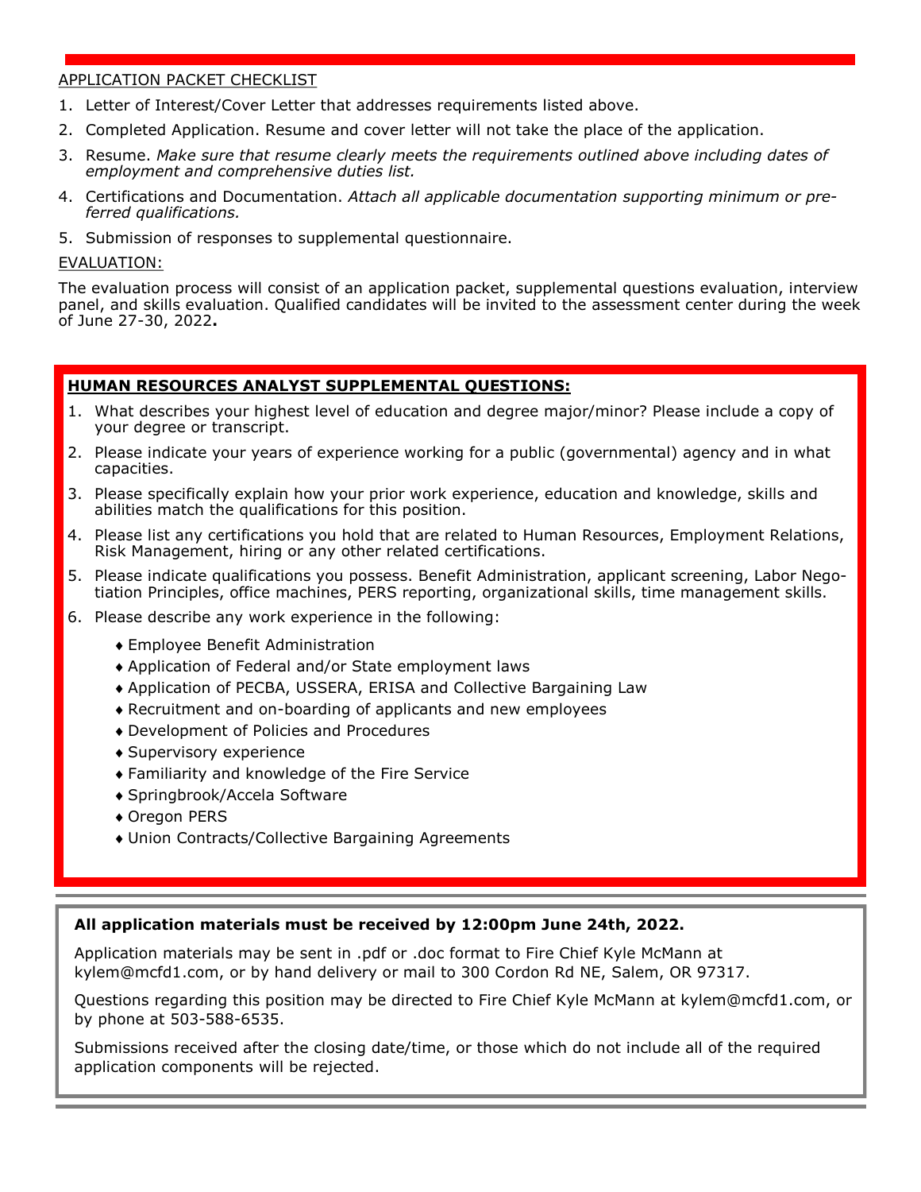APPLICATION PACKET CHECKLIST

1. Letter of Interest/Cover Letter that addresses requirements listed above.
2. Completed Application. Resume and cover letter will not take the place of the application.
3. Resume. *Make sure that resume clearly meets the requirements outlined above including dates of employment and comprehensive duties list.*
4. Certifications and Documentation. *Attach all applicable documentation supporting minimum or preferred qualifications.*
5. Submission of responses to supplemental questionnaire.

EVALUATION:

The evaluation process will consist of an application packet, supplemental questions evaluation, interview panel, and skills evaluation. Qualified candidates will be invited to the assessment center during the week of June 27-30, 2022**.**

**HUMAN RESOURCES ANALYST SUPPLEMENTAL QUESTIONS:**

1. What describes your highest level of education and degree major/minor? Please include a copy of your degree or transcript.
2. Please indicate your years of experience working for a public (governmental) agency and in what capacities.
3. Please specifically explain how your prior work experience, education and knowledge, skills and abilities match the qualifications for this position.
4. Please list any certifications you hold that are related to Human Resources, Employment Relations, Risk Management, hiring or any other related certifications.
5. Please indicate qualifications you possess. Benefit Administration, applicant screening, Labor Negotiation Principles, office machines, PERS reporting, organizational skills, time management skills.
6. Please describe any work experience in the following:
    - Employee Benefit Administration
    - Application of Federal and/or State employment laws
    - Application of PECBA, USSERA, ERISA and Collective Bargaining Law
    - Recruitment and on-boarding of applicants and new employees
    - Development of Policies and Procedures
    - Supervisory experience
    - Familiarity and knowledge of the Fire Service
    - Springbrook/Accela Software
    - Oregon PERS
    - Union Contracts/Collective Bargaining Agreements

**All application materials must be received by 12:00pm June 24th, 2022.**

Application materials may be sent in .pdf or .doc format to Fire Chief Kyle McMann at kylem@mcfd1.com, or by hand delivery or mail to 300 Cordon Rd NE, Salem, OR 97317.

Questions regarding this position may be directed to Fire Chief Kyle McMann at kylem@mcfd1.com, or by phone at 503-588-6535.

Submissions received after the closing date/time, or those which do not include all of the required application components will be rejected.